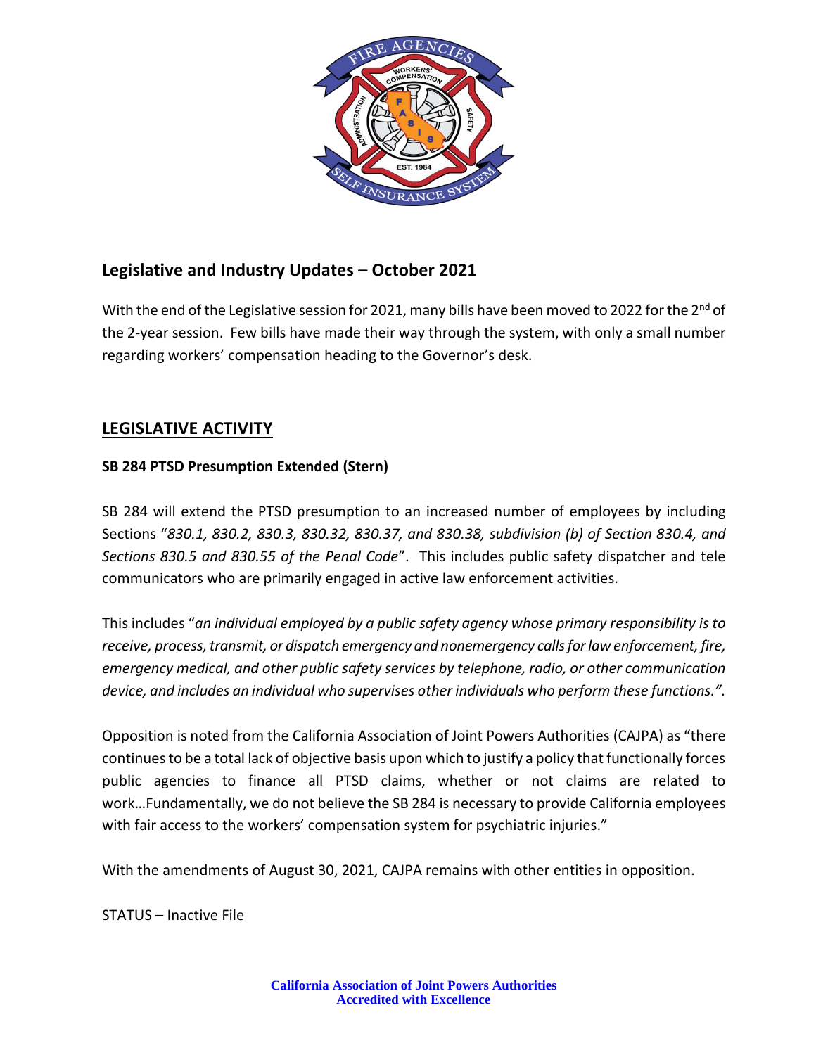## Legislative and Industry Updates – October 2021

With the end of the Legislative session for 2021, many bills have been moved to 2022 for the 2nd of the 2-year session. Few bills have made their way through the system, with only a small number regarding workers' compensation heading to the Governor's desk.

## LEGISLATIVE ACTIVITY

**SB 284 PTSD Presumption Extended (Stern)**

SB 284 will extend the PTSD presumption to an increased number of employees by including Sections "*830.1, 830.2, 830.3, 830.32, 830.37, and 830.38, subdivision (b) of Section 830.4, and Sections 830.5 and 830.55 of the Penal Code*". This includes public safety dispatcher and tele communicators who are primarily engaged in active law enforcement activities.

This includes "*an individual employed by a public safety agency whose primary responsibility is to receive, process, transmit, or dispatch emergency and nonemergency calls for law enforcement, fire, emergency medical, and other public safety services by telephone, radio, or other communication device, and includes an individual who supervises other individuals who perform these functions.".*

Opposition is noted from the California Association of Joint Powers Authorities (CAJPA) as "there continues to be a total lack of objective basis upon which to justify a policy that functionally forces public agencies to finance all PTSD claims, whether or not claims are related to work…Fundamentally, we do not believe the SB 284 is necessary to provide California employees with fair access to the workers' compensation system for psychiatric injuries."

With the amendments of August 30, 2021, CAJPA remains with other entities in opposition.

STATUS – Inactive File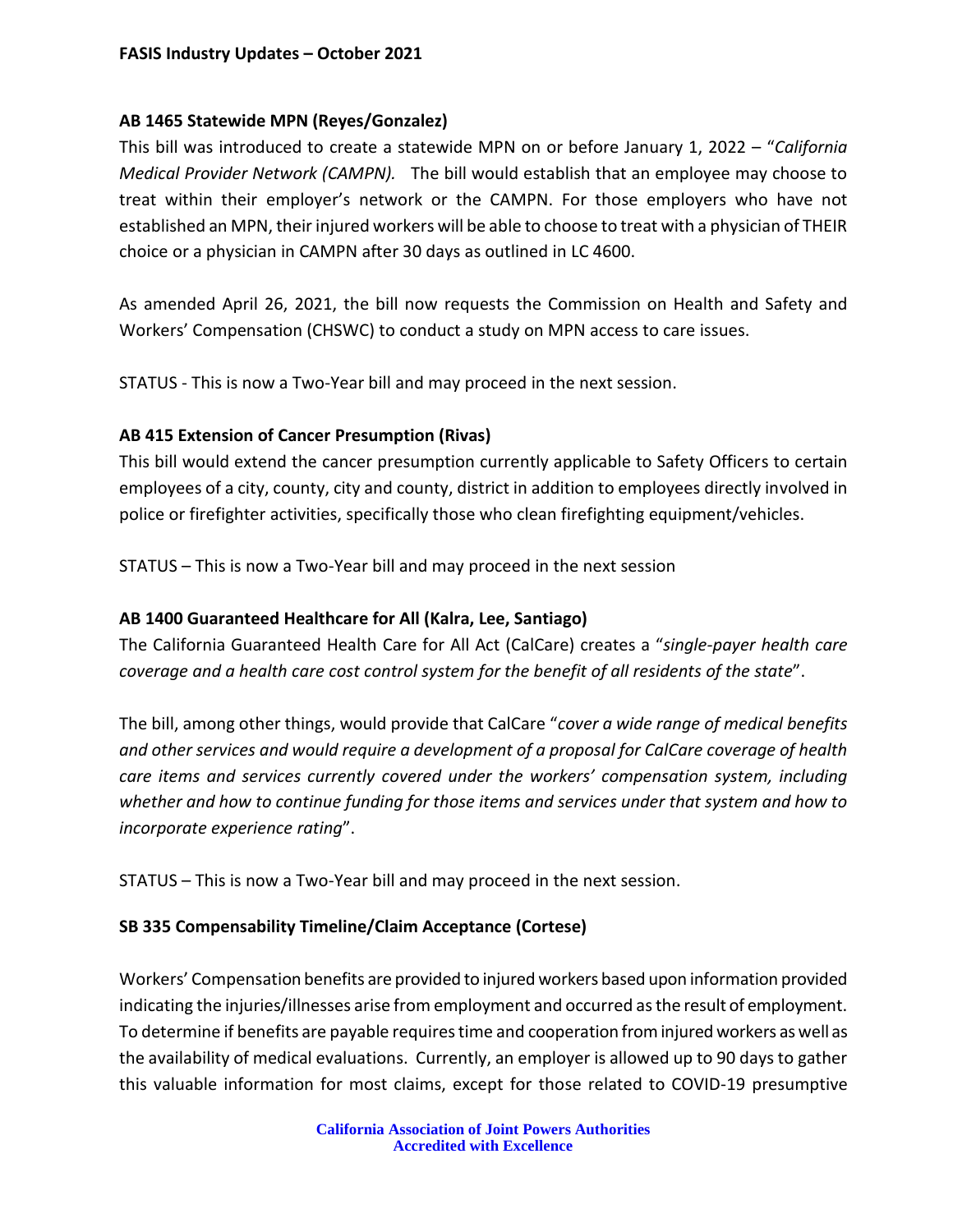**FASIS Industry Updates – October 2021**

**AB 1465 Statewide MPN (Reyes/Gonzalez)**

This bill was introduced to create a statewide MPN on or before January 1, 2022 – "*California Medical Provider Network (CAMPN).* The bill would establish that an employee may choose to treat within their employer's network or the CAMPN. For those employers who have not established an MPN, their injured workers will be able to choose to treat with a physician of THEIR choice or a physician in CAMPN after 30 days as outlined in LC 4600.

As amended April 26, 2021, the bill now requests the Commission on Health and Safety and Workers' Compensation (CHSWC) to conduct a study on MPN access to care issues.

STATUS - This is now a Two-Year bill and may proceed in the next session.

**AB 415 Extension of Cancer Presumption (Rivas)**

This bill would extend the cancer presumption currently applicable to Safety Officers to certain employees of a city, county, city and county, district in addition to employees directly involved in police or firefighter activities, specifically those who clean firefighting equipment/vehicles.

STATUS – This is now a Two-Year bill and may proceed in the next session

**AB 1400 Guaranteed Healthcare for All (Kalra, Lee, Santiago)**

The California Guaranteed Health Care for All Act (CalCare) creates a "*single-payer health care coverage and a health care cost control system for the benefit of all residents of the state*".

The bill, among other things, would provide that CalCare "*cover a wide range of medical benefits and other services and would require a development of a proposal for CalCare coverage of health care items and services currently covered under the workers' compensation system, including whether and how to continue funding for those items and services under that system and how to incorporate experience rating*".

STATUS – This is now a Two-Year bill and may proceed in the next session.

**SB 335 Compensability Timeline/Claim Acceptance (Cortese)**

Workers' Compensation benefits are provided to injured workers based upon information provided indicating the injuries/illnesses arise from employment and occurred as the result of employment. To determine if benefits are payable requires time and cooperation from injured workers as well as the availability of medical evaluations. Currently, an employer is allowed up to 90 days to gather this valuable information for most claims, except for those related to COVID-19 presumptive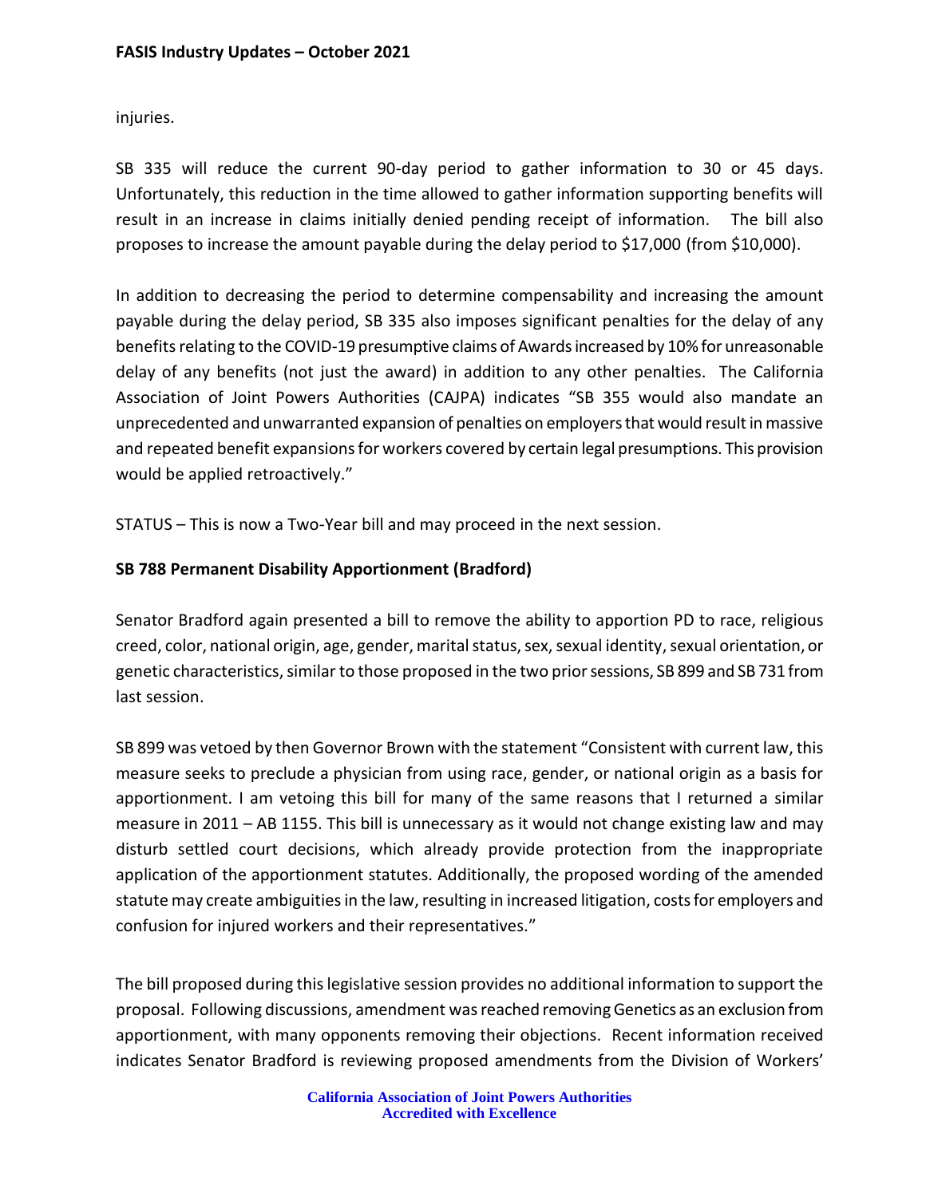injuries.

SB 335 will reduce the current 90-day period to gather information to 30 or 45 days. Unfortunately, this reduction in the time allowed to gather information supporting benefits will result in an increase in claims initially denied pending receipt of information. The bill also proposes to increase the amount payable during the delay period to $17,000 (from $10,000).

In addition to decreasing the period to determine compensability and increasing the amount payable during the delay period, SB 335 also imposes significant penalties for the delay of any benefits relating to the COVID-19 presumptive claims of Awards increased by 10% for unreasonable delay of any benefits (not just the award) in addition to any other penalties. The California Association of Joint Powers Authorities (CAJPA) indicates "SB 355 would also mandate an unprecedented and unwarranted expansion of penalties on employers that would result in massive and repeated benefit expansions for workers covered by certain legal presumptions. This provision would be applied retroactively."

STATUS – This is now a Two-Year bill and may proceed in the next session.

**SB 788 Permanent Disability Apportionment (Bradford)**

Senator Bradford again presented a bill to remove the ability to apportion PD to race, religious creed, color, national origin, age, gender, marital status, sex, sexual identity, sexual orientation, or genetic characteristics, similar to those proposed in the two prior sessions, SB 899 and SB 731 from last session.

SB 899 was vetoed by then Governor Brown with the statement "Consistent with current law, this measure seeks to preclude a physician from using race, gender, or national origin as a basis for apportionment. I am vetoing this bill for many of the same reasons that I returned a similar measure in 2011 – AB 1155. This bill is unnecessary as it would not change existing law and may disturb settled court decisions, which already provide protection from the inappropriate application of the apportionment statutes. Additionally, the proposed wording of the amended statute may create ambiguities in the law, resulting in increased litigation, costs for employers and confusion for injured workers and their representatives."

The bill proposed during this legislative session provides no additional information to support the proposal. Following discussions, amendment was reached removing Genetics as an exclusion from apportionment, with many opponents removing their objections. Recent information received indicates Senator Bradford is reviewing proposed amendments from the Division of Workers'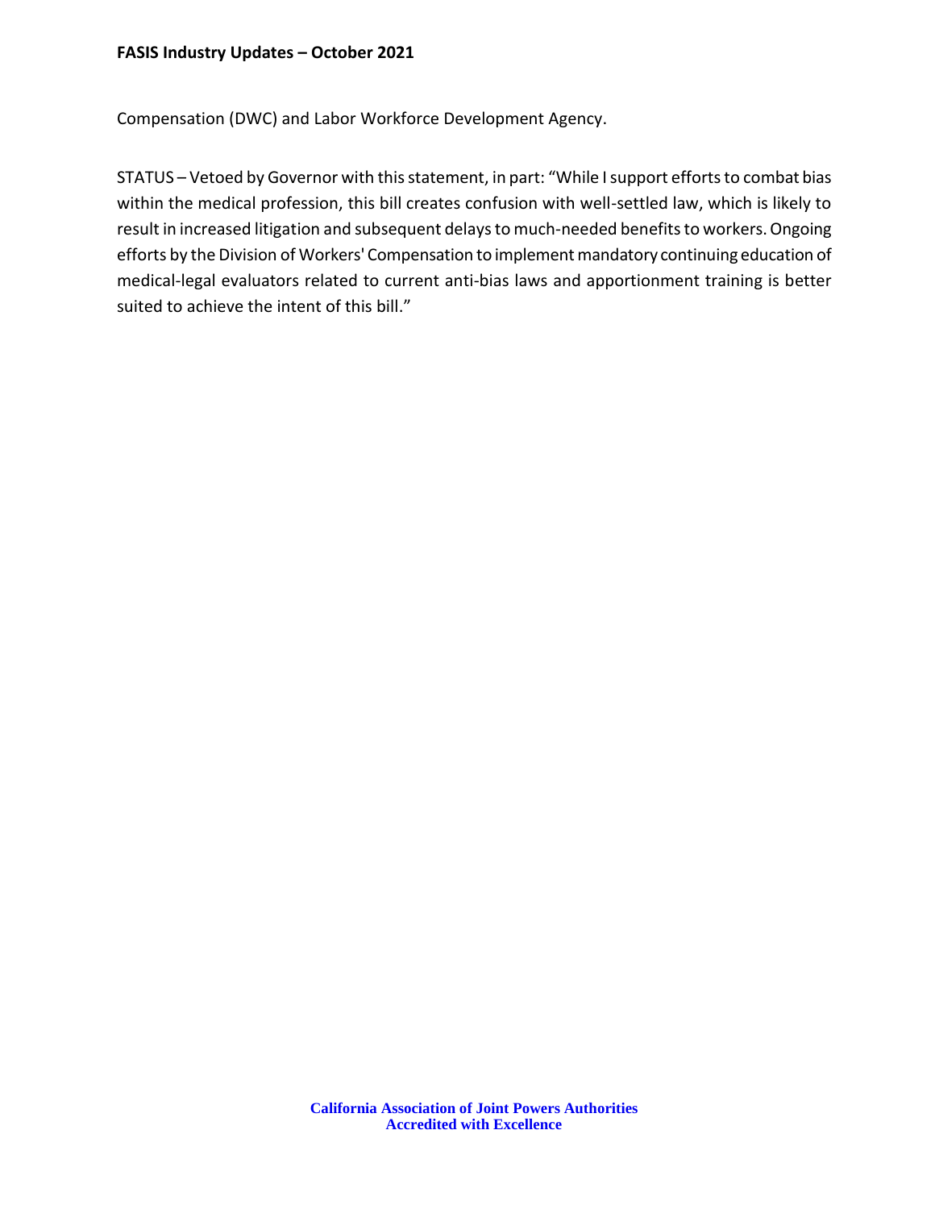Compensation (DWC) and Labor Workforce Development Agency.

STATUS – Vetoed by Governor with this statement, in part: "While I support efforts to combat bias within the medical profession, this bill creates confusion with well-settled law, which is likely to result in increased litigation and subsequent delays to much-needed benefits to workers. Ongoing efforts by the Division of Workers' Compensation to implement mandatory continuing education of medical-legal evaluators related to current anti-bias laws and apportionment training is better suited to achieve the intent of this bill."